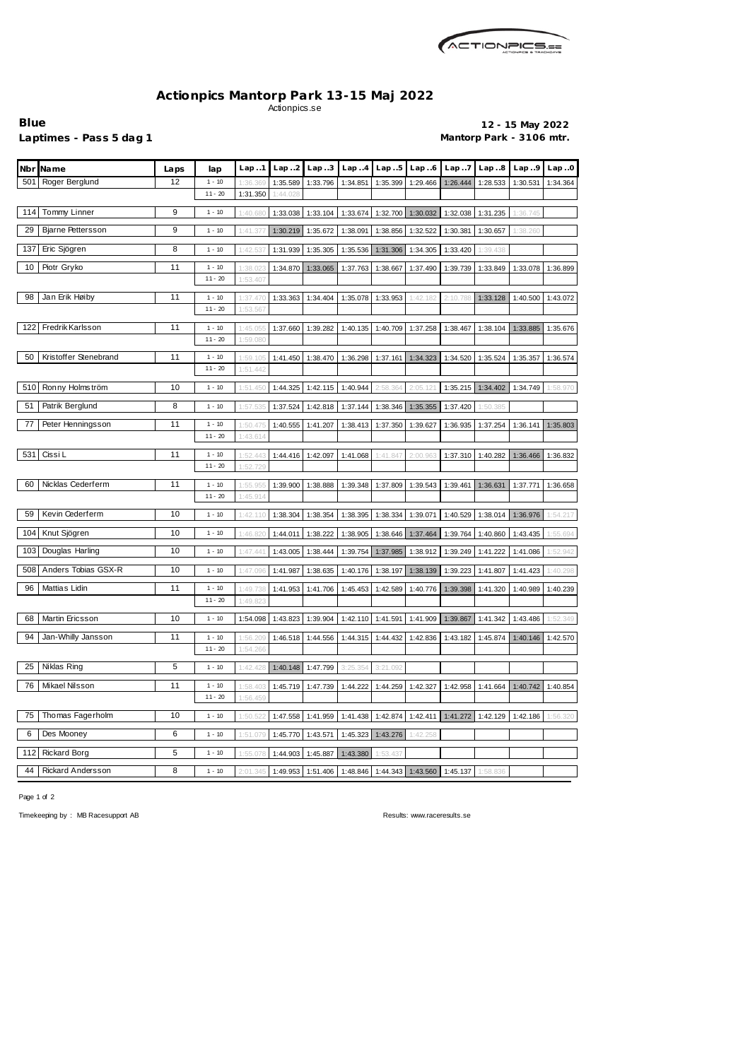# Actionpics Mantorp Park 13-15 Maj 2022

Actionpics.se

**Blue** — **12 - 15 May 2022**

**Laptimes - Pass 5 dag 1** — **Mantorp Park - 3106 mtr.**

| Nbr | Name | Laps | lap | Lap..1 | Lap..2 | Lap..3 | Lap..4 | Lap..5 | Lap..6 | Lap..7 | Lap..8 | Lap..9 | Lap..0 |
|---|---|---|---|---|---|---|---|---|---|---|---|---|---|
| 501 | Roger Berglund | 12 | 1 - 10 | 1:36.369 | 1:35.589 | 1:33.796 | 1:34.851 | 1:35.399 | 1:29.466 | 1:26.444 | 1:28.533 | 1:30.531 | 1:34.364 |
| | | | 11 - 20 | 1:31.350 | 1:44.028 | | | | | | | | |
| 114 | Tommy Linner | 9 | 1 - 10 | 1:40.680 | 1:33.038 | 1:33.104 | 1:33.674 | 1:32.700 | 1:30.032 | 1:32.038 | 1:31.235 | 1:36.745 | |
| 29 | Bjarne Pettersson | 9 | 1 - 10 | 1:41.377 | 1:30.219 | 1:35.672 | 1:38.091 | 1:38.856 | 1:32.522 | 1:30.381 | 1:30.657 | 1:38.260 | |
| 137 | Eric Sjögren | 8 | 1 - 10 | 1:42.537 | 1:31.939 | 1:35.305 | 1:35.536 | 1:31.306 | 1:34.305 | 1:33.420 | 1:39.438 | | |
| 10 | Piotr Gryko | 11 | 1 - 10 | 1:38.023 | 1:34.870 | 1:33.065 | 1:37.763 | 1:38.667 | 1:37.490 | 1:39.739 | 1:33.849 | 1:33.078 | 1:36.899 |
| | | | 11 - 20 | 1:53.407 | | | | | | | | | |
| 98 | Jan Erik Høiby | 11 | 1 - 10 | 1:37.470 | 1:33.363 | 1:34.404 | 1:35.078 | 1:33.953 | 1:42.182 | 2:10.788 | 1:33.128 | 1:40.500 | 1:43.072 |
| | | | 11 - 20 | 1:53.567 | | | | | | | | | |
| 122 | Fredrik Karlsson | 11 | 1 - 10 | 1:45.055 | 1:37.660 | 1:39.282 | 1:40.135 | 1:40.709 | 1:37.258 | 1:38.467 | 1:38.104 | 1:33.885 | 1:35.676 |
| | | | 11 - 20 | 1:59.080 | | | | | | | | | |
| 50 | Kristoffer Stenebrand | 11 | 1 - 10 | 1:59.105 | 1:41.450 | 1:38.470 | 1:36.298 | 1:37.161 | 1:34.323 | 1:34.520 | 1:35.524 | 1:35.357 | 1:36.574 |
| | | | 11 - 20 | 1:51.442 | | | | | | | | | |
| 510 | Ronny Holmström | 10 | 1 - 10 | 1:51.450 | 1:44.325 | 1:42.115 | 1:40.944 | 2:58.364 | 2:05.121 | 1:35.215 | 1:34.402 | 1:34.749 | 1:58.970 |
| 51 | Patrik Berglund | 8 | 1 - 10 | 1:57.535 | 1:37.524 | 1:42.818 | 1:37.144 | 1:38.346 | 1:35.355 | 1:37.420 | 1:50.385 | | |
| 77 | Peter Henningsson | 11 | 1 - 10 | 1:50.475 | 1:40.555 | 1:41.207 | 1:38.413 | 1:37.350 | 1:39.627 | 1:36.935 | 1:37.254 | 1:36.141 | 1:35.803 |
| | | | 11 - 20 | 1:43.614 | | | | | | | | | |
| 531 | Cissi L | 11 | 1 - 10 | 1:52.443 | 1:44.416 | 1:42.097 | 1:41.068 | 1:41.847 | 2:00.963 | 1:37.310 | 1:40.282 | 1:36.466 | 1:36.832 |
| | | | 11 - 20 | 1:52.729 | | | | | | | | | |
| 60 | Nicklas Cederferm | 11 | 1 - 10 | 1:55.955 | 1:39.900 | 1:38.888 | 1:39.348 | 1:37.809 | 1:39.543 | 1:39.461 | 1:36.631 | 1:37.771 | 1:36.658 |
| | | | 11 - 20 | 1:45.914 | | | | | | | | | |
| 59 | Kevin Cederferm | 10 | 1 - 10 | 1:42.110 | 1:38.304 | 1:38.354 | 1:38.395 | 1:38.334 | 1:39.071 | 1:40.529 | 1:38.014 | 1:36.976 | 1:54.217 |
| 104 | Knut Sjögren | 10 | 1 - 10 | 1:46.820 | 1:44.011 | 1:38.222 | 1:38.905 | 1:38.646 | 1:37.464 | 1:39.764 | 1:40.860 | 1:43.435 | 1:55.694 |
| 103 | Douglas Harling | 10 | 1 - 10 | 1:47.441 | 1:43.005 | 1:38.444 | 1:39.754 | 1:37.985 | 1:38.912 | 1:39.249 | 1:41.222 | 1:41.086 | 1:52.942 |
| 508 | Anders Tobias GSX-R | 10 | 1 - 10 | 1:47.096 | 1:41.987 | 1:38.635 | 1:40.176 | 1:38.197 | 1:38.139 | 1:39.223 | 1:41.807 | 1:41.423 | 1:40.298 |
| 96 | Mattias Lidin | 11 | 1 - 10 | 1:49.738 | 1:41.953 | 1:41.706 | 1:45.453 | 1:42.589 | 1:40.776 | 1:39.398 | 1:41.320 | 1:40.989 | 1:40.239 |
| | | | 11 - 20 | 1:49.823 | | | | | | | | | |
| 68 | Martin Ericsson | 10 | 1 - 10 | 1:54.098 | 1:43.823 | 1:39.904 | 1:42.110 | 1:41.591 | 1:41.909 | 1:39.867 | 1:41.342 | 1:43.486 | 1:52.349 |
| 94 | Jan-Whilly Jansson | 11 | 1 - 10 | 1:56.209 | 1:46.518 | 1:44.556 | 1:44.315 | 1:44.432 | 1:42.836 | 1:43.182 | 1:45.874 | 1:40.146 | 1:42.570 |
| | | | 11 - 20 | 1:54.266 | | | | | | | | | |
| 25 | Niklas Ring | 5 | 1 - 10 | 1:42.428 | 1:40.148 | 1:47.799 | 3:25.354 | 3:21.092 | | | | | |
| 76 | Mikael Nilsson | 11 | 1 - 10 | 1:58.403 | 1:45.719 | 1:47.739 | 1:44.222 | 1:44.259 | 1:42.327 | 1:42.958 | 1:41.664 | 1:40.742 | 1:40.854 |
| | | | 11 - 20 | 1:56.459 | | | | | | | | | |
| 75 | Thomas Fagerholm | 10 | 1 - 10 | 1:50.522 | 1:47.558 | 1:41.959 | 1:41.438 | 1:42.874 | 1:42.411 | 1:41.272 | 1:42.129 | 1:42.186 | 1:56.320 |
| 6 | Des Mooney | 6 | 1 - 10 | 1:51.079 | 1:45.770 | 1:43.571 | 1:45.323 | 1:43.276 | 1:42.258 | | | | |
| 112 | Rickard Borg | 5 | 1 - 10 | 1:55.078 | 1:44.903 | 1:45.887 | 1:43.380 | 1:53.437 | | | | | |
| 44 | Rickard Andersson | 8 | 1 - 10 | 2:01.345 | 1:49.953 | 1:51.406 | 1:48.846 | 1:44.343 | 1:43.560 | 1:45.137 | 1:58.836 | | |

Timekeeping by : MB Racesupport AB

Results: www.raceresults.se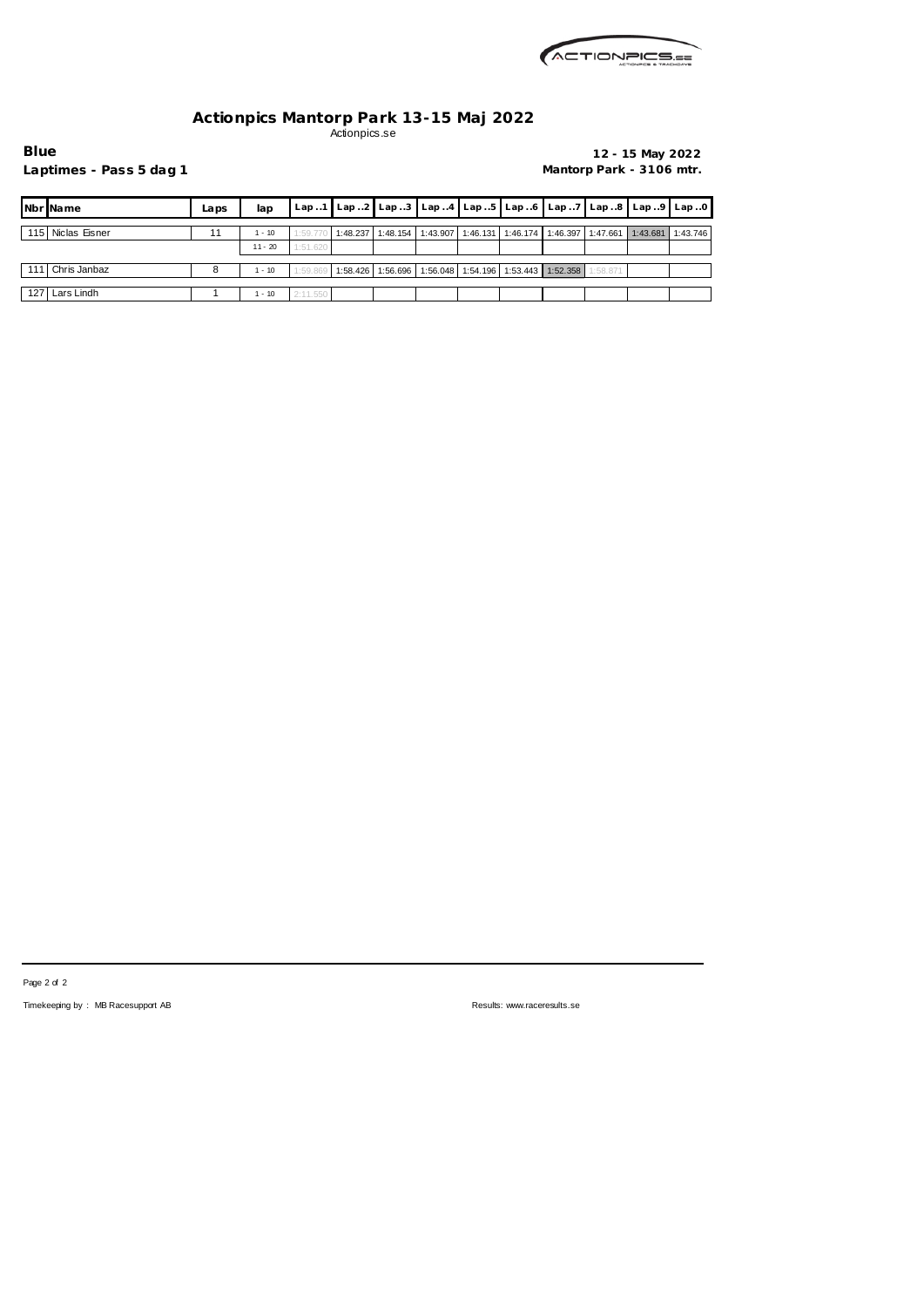# Actionpics Mantorp Park 13-15 Maj 2022

Actionpics.se

**Blue**

**Laptimes - Pass 5 dag 1**

**12 - 15 May 2022**

**Mantorp Park - 3106 mtr.**

| Nbr | Name | Laps | lap | Lap..1 | Lap..2 | Lap..3 | Lap..4 | Lap..5 | Lap..6 | Lap..7 | Lap..8 | Lap..9 | Lap..0 |
|---|---|---|---|---|---|---|---|---|---|---|---|---|---|
| 115 | Niclas Eisner | 11 | 1 - 10 | 1:59.770 | 1:48.237 | 1:48.154 | 1:43.907 | 1:46.131 | 1:46.174 | 1:46.397 | 1:47.661 | 1:43.681 | 1:43.746 |
| | | | 11 - 20 | 1:51.620 | | | | | | | | | |
| 111 | Chris Janbaz | 8 | 1 - 10 | 1:59.869 | 1:58.426 | 1:56.696 | 1:56.048 | 1:54.196 | 1:53.443 | 1:52.358 | 1:58.871 | | |
| 127 | Lars Lindh | 1 | 1 - 10 | 2:11.550 | | | | | | | | | |

Timekeeping by : MB Racesupport AB

Results: www.raceresults.se